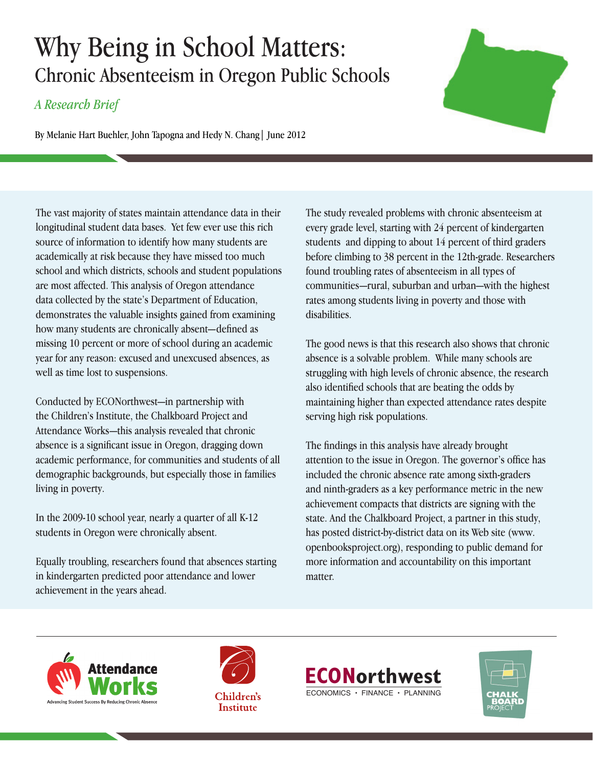# Why Being in School Matters:

## Chronic Absenteeism in Oregon Public Schools

*A Research Brief*

By Melanie Hart Buehler, John Tapogna and Hedy N. Chang | June 2012

The vast majority of states maintain attendance data in their longitudinal student data bases. Yet few ever use this rich source of information to identify how many students are academically at risk because they have missed too much school and which districts, schools and student populations are most affected. This analysis of Oregon attendance data collected by the state's Department of Education, demonstrates the valuable insights gained from examining how many students are chronically absent—defined as missing 10 percent or more of school during an academic year for any reason: excused and unexcused absences, as well as time lost to suspensions.

Conducted by ECONorthwest—in partnership with the Children's Institute, the Chalkboard Project and Attendance Works—this analysis revealed that chronic absence is a significant issue in Oregon, dragging down academic performance, for communities and students of all demographic backgrounds, but especially those in families living in poverty.

In the 2009-10 school year, nearly a quarter of all K-12 students in Oregon were chronically absent.

Equally troubling, researchers found that absences starting in kindergarten predicted poor attendance and lower achievement in the years ahead.

The study revealed problems with chronic absenteeism at every grade level, starting with 24 percent of kindergarten students and dipping to about 14 percent of third graders before climbing to 38 percent in the 12th-grade. Researchers found troubling rates of absenteeism in all types of communities—rural, suburban and urban—with the highest rates among students living in poverty and those with disabilities.

The good news is that this research also shows that chronic absence is a solvable problem. While many schools are struggling with high levels of chronic absence, the research also identified schools that are beating the odds by maintaining higher than expected attendance rates despite serving high risk populations.

The findings in this analysis have already brought attention to the issue in Oregon. The governor's office has included the chronic absence rate among sixth-graders and ninth-graders as a key performance metric in the new achievement compacts that districts are signing with the state. And the Chalkboard Project, a partner in this study, has posted district-by-district data on its Web site (www.openbooksproject.org), responding to public demand for more information and accountability on this important matter.

Attendance Works — Advancing Student Success By Reducing Chronic Absence

Children's Institute

ECONorthwest — ECONOMICS · FINANCE · PLANNING

CHALK BOARD PROJECT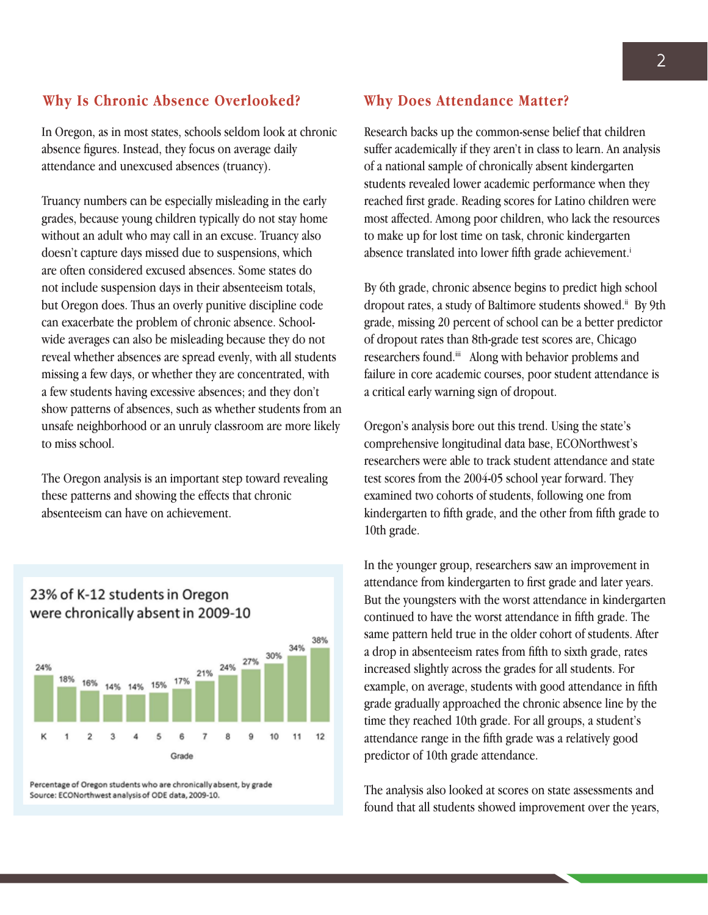## Why Is Chronic Absence Overlooked?

In Oregon, as in most states, schools seldom look at chronic absence figures. Instead, they focus on average daily attendance and unexcused absences (truancy).

Truancy numbers can be especially misleading in the early grades, because young children typically do not stay home without an adult who may call in an excuse. Truancy also doesn't capture days missed due to suspensions, which are often considered excused absences. Some states do not include suspension days in their absenteeism totals, but Oregon does. Thus an overly punitive discipline code can exacerbate the problem of chronic absence. School-wide averages can also be misleading because they do not reveal whether absences are spread evenly, with all students missing a few days, or whether they are concentrated, with a few students having excessive absences; and they don't show patterns of absences, such as whether students from an unsafe neighborhood or an unruly classroom are more likely to miss school.

The Oregon analysis is an important step toward revealing these patterns and showing the effects that chronic absenteeism can have on achievement.

**23% of K-12 students in Oregon were chronically absent in 2009-10**

| Grade | K | 1 | 2 | 3 | 4 | 5 | 6 | 7 | 8 | 9 | 10 | 11 | 12 |
|---|---|---|---|---|---|---|---|---|---|---|---|---|---|
| Chronically absent | 24% | 18% | 16% | 14% | 14% | 15% | 17% | 21% | 24% | 27% | 30% | 34% | 38% |

Percentage of Oregon students who are chronically absent, by grade
Source: ECONorthwest analysis of ODE data, 2009-10.

## Why Does Attendance Matter?

Research backs up the common-sense belief that children suffer academically if they aren't in class to learn. An analysis of a national sample of chronically absent kindergarten students revealed lower academic performance when they reached first grade. Reading scores for Latino children were most affected. Among poor children, who lack the resources to make up for lost time on task, chronic kindergarten absence translated into lower fifth grade achievement.[i]

By 6th grade, chronic absence begins to predict high school dropout rates, a study of Baltimore students showed.[ii] By 9th grade, missing 20 percent of school can be a better predictor of dropout rates than 8th-grade test scores are, Chicago researchers found.[iii] Along with behavior problems and failure in core academic courses, poor student attendance is a critical early warning sign of dropout.

Oregon's analysis bore out this trend. Using the state's comprehensive longitudinal data base, ECONorthwest's researchers were able to track student attendance and state test scores from the 2004-05 school year forward. They examined two cohorts of students, following one from kindergarten to fifth grade, and the other from fifth grade to 10th grade.

In the younger group, researchers saw an improvement in attendance from kindergarten to first grade and later years. But the youngsters with the worst attendance in kindergarten continued to have the worst attendance in fifth grade. The same pattern held true in the older cohort of students. After a drop in absenteeism rates from fifth to sixth grade, rates increased slightly across the grades for all students. For example, on average, students with good attendance in fifth grade gradually approached the chronic absence line by the time they reached 10th grade. For all groups, a student's attendance range in the fifth grade was a relatively good predictor of 10th grade attendance.

The analysis also looked at scores on state assessments and found that all students showed improvement over the years,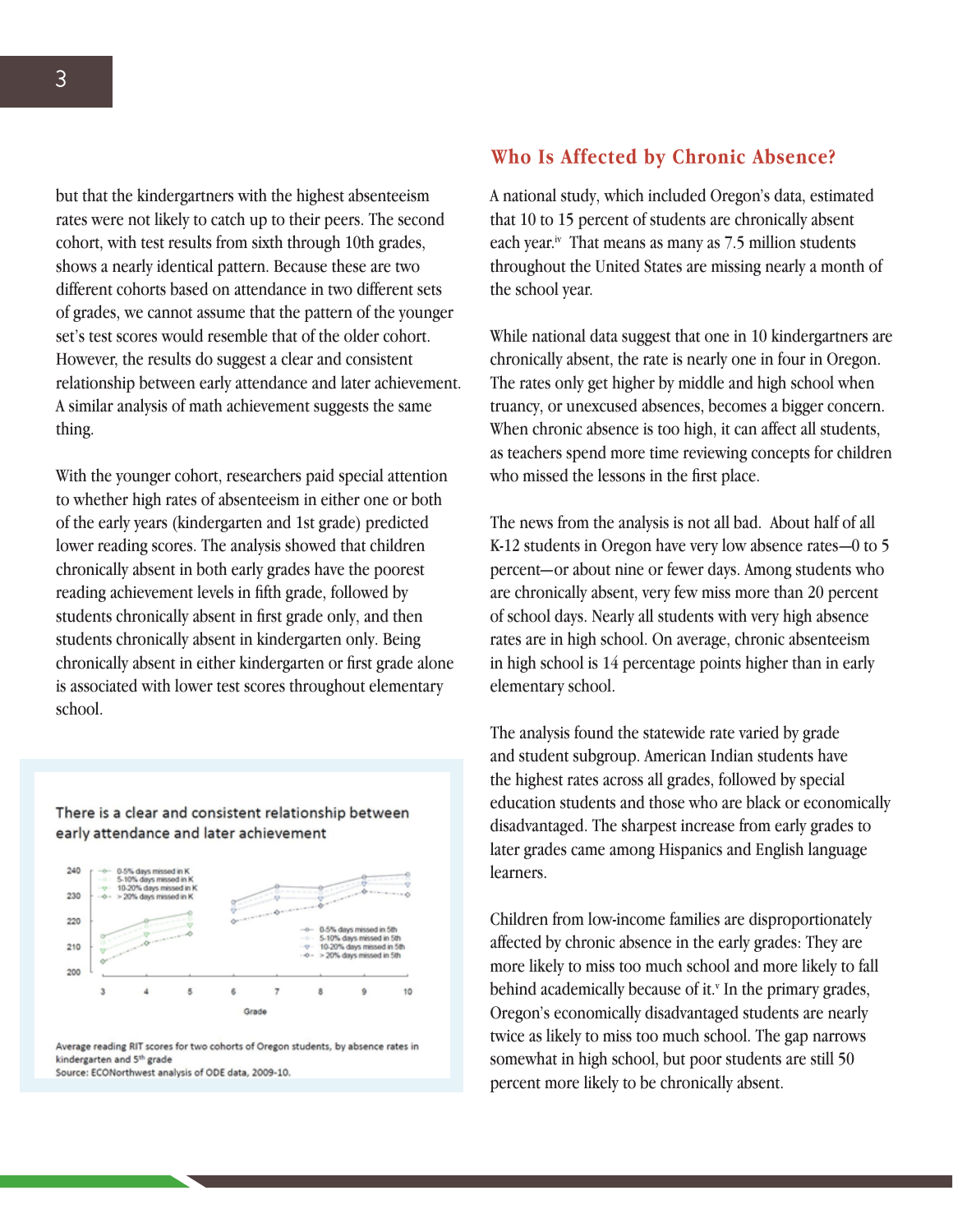but that the kindergartners with the highest absenteeism rates were not likely to catch up to their peers. The second cohort, with test results from sixth through 10th grades, shows a nearly identical pattern. Because these are two different cohorts based on attendance in two different sets of grades, we cannot assume that the pattern of the younger set's test scores would resemble that of the older cohort. However, the results do suggest a clear and consistent relationship between early attendance and later achievement. A similar analysis of math achievement suggests the same thing.

With the younger cohort, researchers paid special attention to whether high rates of absenteeism in either one or both of the early years (kindergarten and 1st grade) predicted lower reading scores. The analysis showed that children chronically absent in both early grades have the poorest reading achievement levels in fifth grade, followed by students chronically absent in first grade only, and then students chronically absent in kindergarten only. Being chronically absent in either kindergarten or first grade alone is associated with lower test scores throughout elementary school.

**There is a clear and consistent relationship between early attendance and later achievement**

Average reading RIT scores for two cohorts of Oregon students, by absence rates in kindergarten and 5th grade
Source: ECONorthwest analysis of ODE data, 2009-10.

## Who Is Affected by Chronic Absence?

A national study, which included Oregon's data, estimated that 10 to 15 percent of students are chronically absent each year.[iv] That means as many as 7.5 million students throughout the United States are missing nearly a month of the school year.

While national data suggest that one in 10 kindergartners are chronically absent, the rate is nearly one in four in Oregon. The rates only get higher by middle and high school when truancy, or unexcused absences, becomes a bigger concern. When chronic absence is too high, it can affect all students, as teachers spend more time reviewing concepts for children who missed the lessons in the first place.

The news from the analysis is not all bad. About half of all K-12 students in Oregon have very low absence rates—0 to 5 percent—or about nine or fewer days. Among students who are chronically absent, very few miss more than 20 percent of school days. Nearly all students with very high absence rates are in high school. On average, chronic absenteeism in high school is 14 percentage points higher than in early elementary school.

The analysis found the statewide rate varied by grade and student subgroup. American Indian students have the highest rates across all grades, followed by special education students and those who are black or economically disadvantaged. The sharpest increase from early grades to later grades came among Hispanics and English language learners.

Children from low-income families are disproportionately affected by chronic absence in the early grades: They are more likely to miss too much school and more likely to fall behind academically because of it.[v] In the primary grades, Oregon's economically disadvantaged students are nearly twice as likely to miss too much school. The gap narrows somewhat in high school, but poor students are still 50 percent more likely to be chronically absent.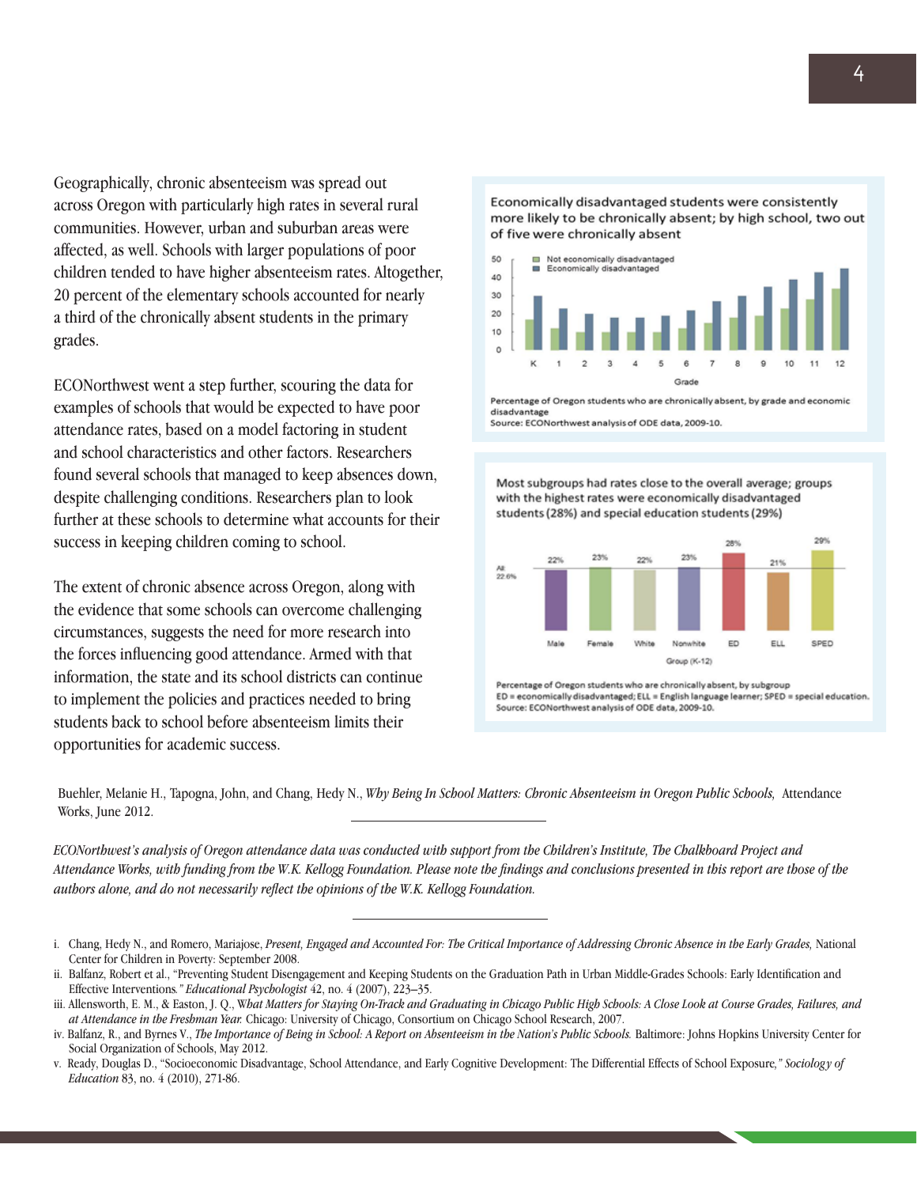Geographically, chronic absenteeism was spread out across Oregon with particularly high rates in several rural communities. However, urban and suburban areas were affected, as well. Schools with larger populations of poor children tended to have higher absenteeism rates. Altogether, 20 percent of the elementary schools accounted for nearly a third of the chronically absent students in the primary grades.

ECONorthwest went a step further, scouring the data for examples of schools that would be expected to have poor attendance rates, based on a model factoring in student and school characteristics and other factors. Researchers found several schools that managed to keep absences down, despite challenging conditions. Researchers plan to look further at these schools to determine what accounts for their success in keeping children coming to school.

The extent of chronic absence across Oregon, along with the evidence that some schools can overcome challenging circumstances, suggests the need for more research into the forces influencing good attendance. Armed with that information, the state and its school districts can continue to implement the policies and practices needed to bring students back to school before absenteeism limits their opportunities for academic success.

**Economically disadvantaged students were consistently more likely to be chronically absent; by high school, two out of five were chronically absent**

Not economically disadvantaged
Economically disadvantaged

50
40
30
20
10
0

K 1 2 3 4 5 6 7 8 9 10 11 12

Grade

Percentage of Oregon students who are chronically absent, by grade and economic disadvantage
Source: ECONorthwest analysis of ODE data, 2009-10.

**Most subgroups had rates close to the overall average; groups with the highest rates were economically disadvantaged students (28%) and special education students (29%)**

All: 22.6%

22% 23% 22% 23% 28% 21% 29%

Male Female White Nonwhite ED ELL SPED

Group (K-12)

Percentage of Oregon students who are chronically absent, by subgroup
ED = economically disadvantaged; ELL = English language learner; SPED = special education.
Source: ECONorthwest analysis of ODE data, 2009-10.

Buehler, Melanie H., Tapogna, John, and Chang, Hedy N., *Why Being In School Matters: Chronic Absenteeism in Oregon Public Schools*, Attendance Works, June 2012.

---

*ECONorthwest's analysis of Oregon attendance data was conducted with support from the Children's Institute, The Chalkboard Project and Attendance Works, with funding from the W.K. Kellogg Foundation. Please note the findings and conclusions presented in this report are those of the authors alone, and do not necessarily reflect the opinions of the W.K. Kellogg Foundation.*

---

i. Chang, Hedy N., and Romero, Mariajose, *Present, Engaged and Accounted For: The Critical Importance of Addressing Chronic Absence in the Early Grades,* National Center for Children in Poverty: September 2008.

ii. Balfanz, Robert et al., "Preventing Student Disengagement and Keeping Students on the Graduation Path in Urban Middle-Grades Schools: Early Identification and Effective Interventions*." Educational Psychologist* 42, no. 4 (2007), 223–35.

iii. Allensworth, E. M., & Easton, J. Q., *What Matters for Staying On-Track and Graduating in Chicago Public High Schools: A Close Look at Course Grades, Failures, and at Attendance in the Freshman Year.* Chicago: University of Chicago, Consortium on Chicago School Research, 2007.

iv. Balfanz, R., and Byrnes V., *The Importance of Being in School: A Report on Absenteeism in the Nation's Public Schools.* Baltimore: Johns Hopkins University Center for Social Organization of Schools, May 2012.

v. Ready, Douglas D., "Socioeconomic Disadvantage, School Attendance, and Early Cognitive Development: The Differential Effects of School Exposure*," Sociology of Education* 83, no. 4 (2010), 271-86.